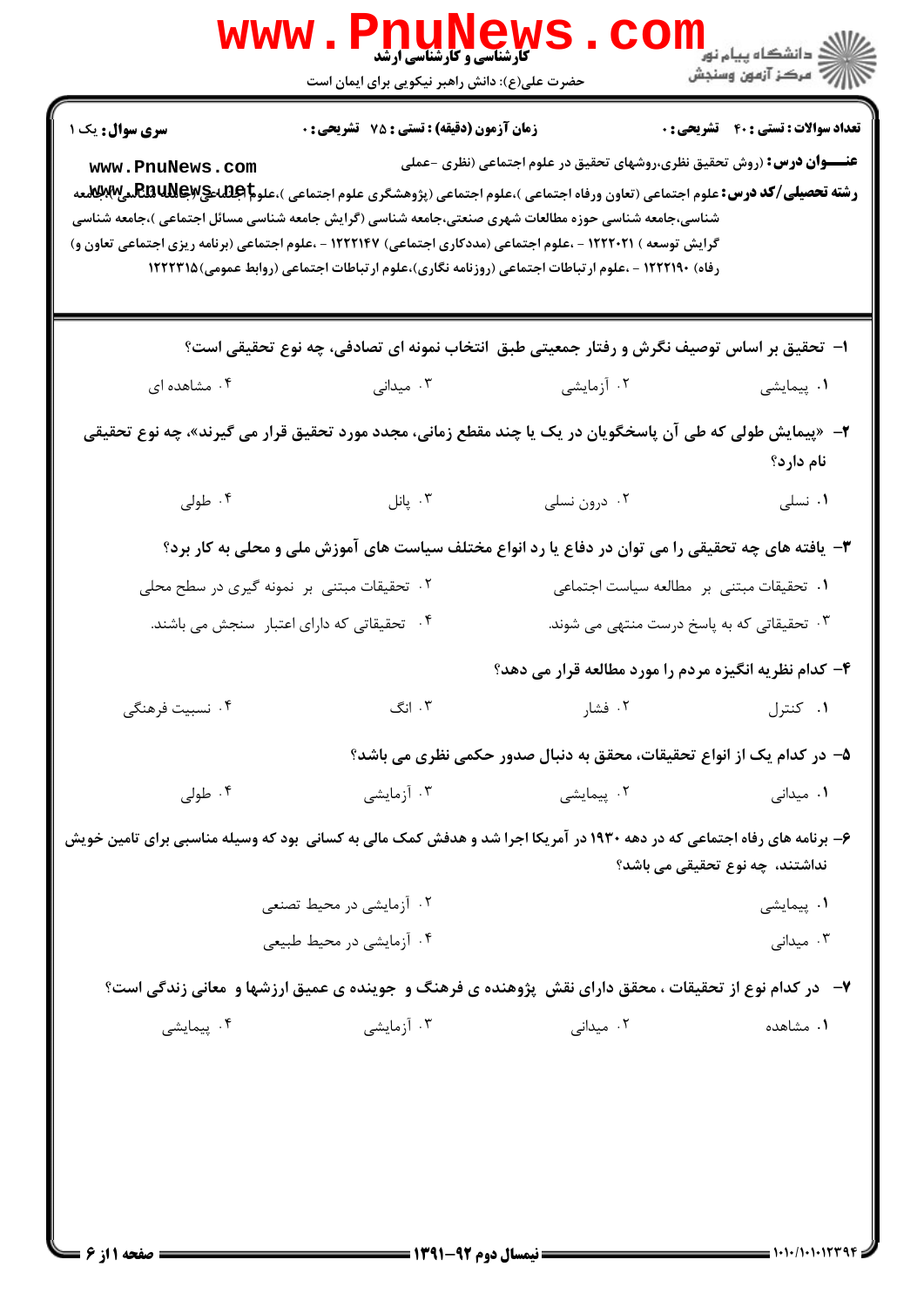کارشناسی و کارشناسی ارشد

حضرت علی(ع): دانش راهبر نیکویی برای ایمان است

دانشگاه پیام نور
مرکز آزمون وسنجش

**سری سوال:** یک ۱

**زمان آزمون (دقیقه) : تستی : ۷۵ تشریحی : ۰**

**تعداد سوالات : تستی : ۴۰ تشریحی : ۰**

**عنـــوان درس:** (روش تحقیق نظری،روشهای تحقیق در علوم اجتماعی (نظری -عملی

**رشته تحصیلی/کد درس:** علوم اجتماعی (تعاون ورفاه اجتماعی )،علوم اجتماعی (پژوهشگری علوم اجتماعی )،علوم اجتماعی (جامعه شناسی)،جامعه شناسی،جامعه شناسی حوزه مطالعات شهری صنعتی،جامعه شناسی (گرایش جامعه شناسی مسائل اجتماعی )،جامعه شناسی گرایش توسعه ) ۱۲۲۲۰۲۱ - ،علوم اجتماعی (مددکاری اجتماعی) ۱۲۲۲۱۴۷ - ،علوم اجتماعی (برنامه ریزی اجتماعی تعاون و رفاه) ۱۲۲۲۱۹۰ - ،علوم ارتباطات اجتماعی (روزنامه نگاری)،علوم ارتباطات اجتماعی (روابط عمومی)۱۲۲۲۳۱۵

۱- تحقیق بر اساس توصیف نگرش و رفتار جمعیتی طبق انتخاب نمونه ای تصادفی، چه نوع تحقیقی است؟

۱. پیمایشی
۲. آزمایشی
۳. میدانی
۴. مشاهده ای

۲- «پیمایش طولی که طی آن پاسخگویان در یک یا چند مقطع زمانی، مجدد مورد تحقیق قرار می گیرند»، چه نوع تحقیقی نام دارد؟

۱. نسلی
۲. درون نسلی
۳. پانل
۴. طولی

۳- یافته های چه تحقیقی را می توان در دفاع یا رد انواع مختلف سیاست های آموزش ملی و محلی به کار برد؟

۱. تحقیقات مبتنی بر مطالعه سیاست اجتماعی
۲. تحقیقات مبتنی بر نمونه گیری در سطح محلی
۳. تحقیقاتی که به پاسخ درست منتهی می شوند.
۴. تحقیقاتی که دارای اعتبار سنجش می باشند.

۴- کدام نظریه انگیزه مردم را مورد مطالعه قرار می دهد؟

۱. کنترل
۲. فشار
۳. انگ
۴. نسبیت فرهنگی

۵- در کدام یک از انواع تحقیقات، محقق به دنبال صدور حکمی نظری می باشد؟

۱. میدانی
۲. پیمایشی
۳. آزمایشی
۴. طولی

۶- برنامه های رفاه اجتماعی که در دهه ۱۹۳۰ در آمریکا اجرا شد و هدفش کمک مالی به کسانی بود که وسیله مناسبی برای تامین خویش نداشتند، چه نوع تحقیقی می باشد؟

۱. پیمایشی
۲. آزمایشی در محیط تصنعی
۳. میدانی
۴. آزمایشی در محیط طبیعی

۷- در کدام نوع از تحقیقات ، محقق دارای نقش پژوهنده ی فرهنگ و جوینده ی عمیق ارزشها و معانی زندگی است؟

۱. مشاهده
۲. میدانی
۳. آزمایشی
۴. پیمایشی

نیمسال دوم ۹۲-۱۳۹۱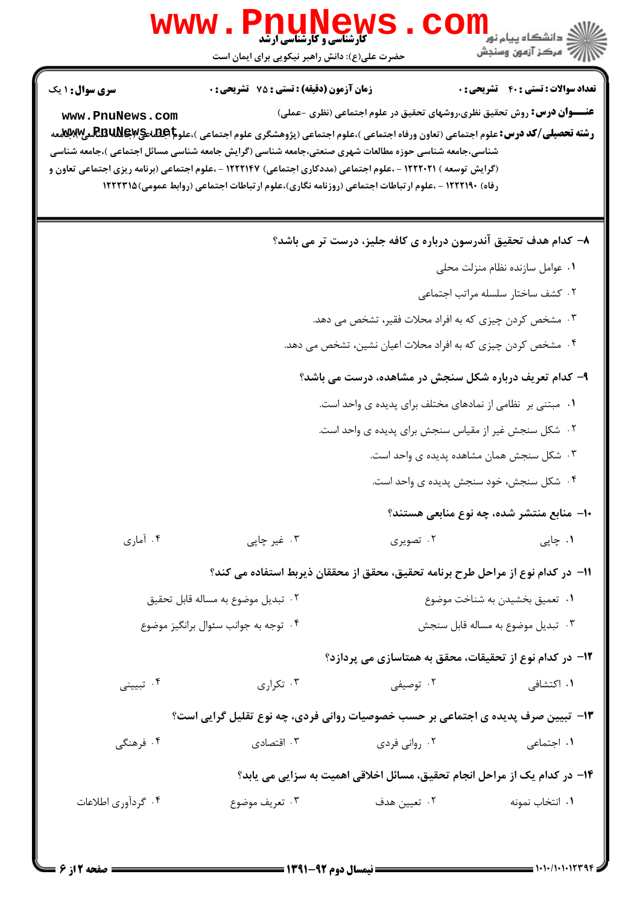**سری سوال:** ۱ یک | **زمان آزمون (دقیقه) : تستی :** ۷۵ **تشریحی :** ۰ | **تعداد سوالات : تستی :** ۴۰ **تشریحی :** ۰

**عنـــوان درس:** روش تحقیق نظری،روشهای تحقیق در علوم اجتماعی (نظری -عملی)

**رشته تحصیلی/کد درس:** علوم اجتماعی (تعاون ورفاه اجتماعی )،علوم اجتماعی (پژوهشگری علوم اجتماعی )،علوم اجتماعی (جامعه شناسی )،جامعه شناسی،جامعه شناسی حوزه مطالعات شهری صنعتی،جامعه شناسی (گرایش جامعه شناسی مسائل اجتماعی )،جامعه شناسی (گرایش توسعه ) ۱۲۲۲۰۲۱ - ،علوم اجتماعی (مددکاری اجتماعی) ۱۲۲۲۱۴۷ - ،علوم اجتماعی (برنامه ریزی اجتماعی تعاون و رفاه) ۱۲۲۲۱۹۰ - ،علوم ارتباطات اجتماعی (روزنامه نگاری)،علوم ارتباطات اجتماعی (روابط عمومی)۱۲۲۲۳۱۵

**۸- کدام هدف تحقیق آندرسون درباره ی کافه جلیز، درست تر می باشد؟**

۱. عوامل سازنده نظام منزلت محلی

۲. کشف ساختار سلسله مراتب اجتماعی

۳. مشخص کردن چیزی که به افراد محلات فقیر، تشخص می دهد.

۴. مشخص کردن چیزی که به افراد محلات اعیان نشین، تشخص می دهد.

**۹- کدام تعریف درباره شکل سنجش در مشاهده، درست می باشد؟**

۱. مبتنی بر نظامی از نمادهای مختلف برای پدیده ی واحد است.

۲. شکل سنجش غیر از مقیاس سنجش برای پدیده ی واحد است.

۳. شکل سنجش همان مشاهده پدیده ی واحد است.

۴. شکل سنجش، خود سنجش پدیده ی واحد است.

**۱۰- منابع منتشر شده، چه نوع منابعی هستند؟**

۱. چاپی ۲. تصویری ۳. غیر چاپی ۴. آماری

**۱۱- در کدام نوع از مراحل طرح برنامه تحقیق، محقق از محققان ذیربط استفاده می کند؟**

۱. تعمیق بخشیدن به شناخت موضوع

۲. تبدیل موضوع به مساله قابل تحقیق

۳. تبدیل موضوع به مساله قابل سنجش

۴. توجه به جوانب سئوال برانگیز موضوع

**۱۲- در کدام نوع از تحقیقات، محقق به همتاسازی می پردازد؟**

۱. اکتشافی ۲. توصیفی ۳. تکراری ۴. تبیینی

**۱۳- تبیین صرف پدیده ی اجتماعی بر حسب خصوصیات روانی فردی، چه نوع تقلیل گرایی است؟**

۱. اجتماعی ۲. روانی فردی ۳. اقتصادی ۴. فرهنگی

**۱۴- در کدام یک از مراحل انجام تحقیق، مسائل اخلاقی اهمیت به سزایی می یابد؟**

۱. انتخاب نمونه ۲. تعیین هدف ۳. تعریف موضوع ۴. گردآوری اطلاعات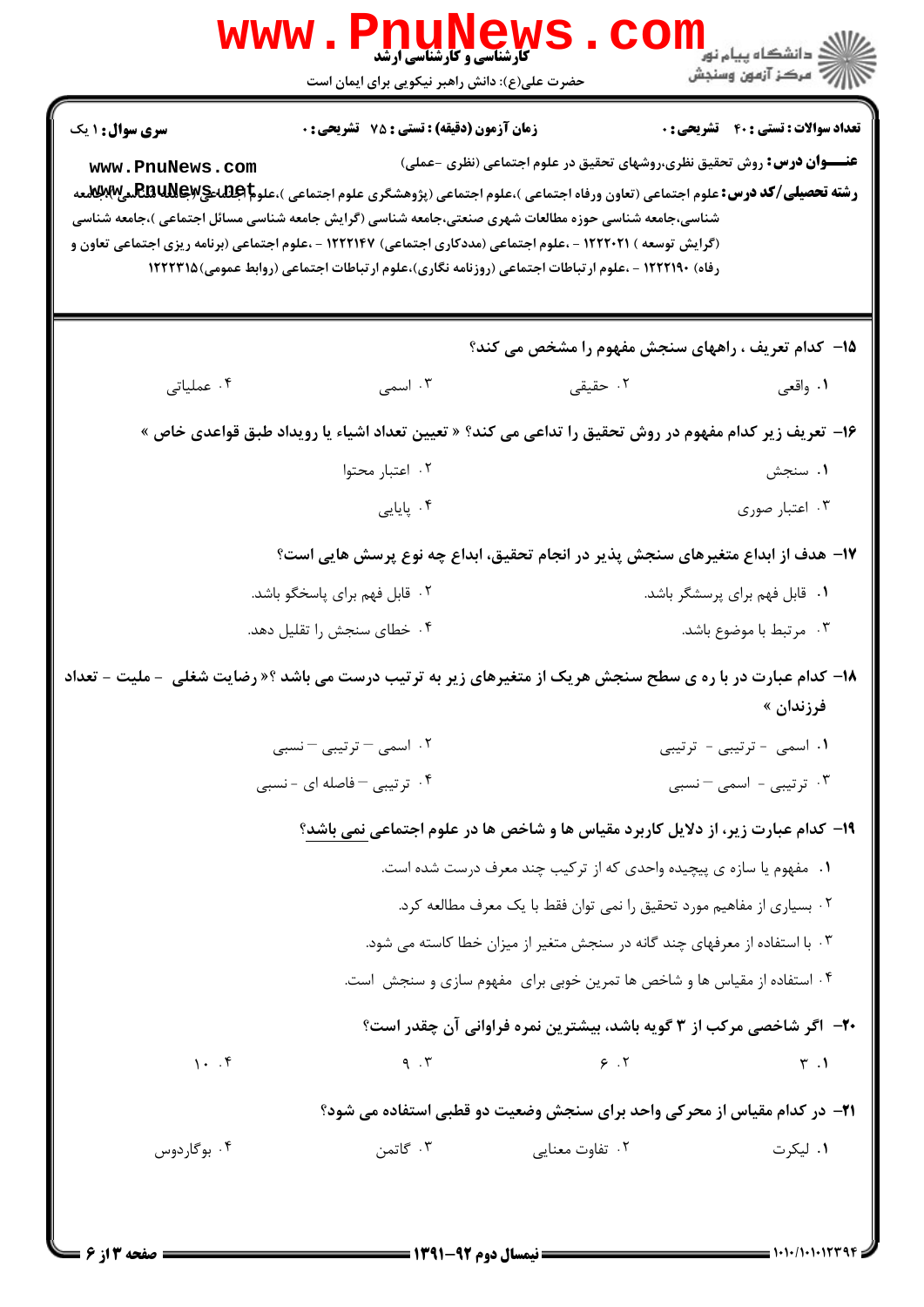**سری سوال:** ۱ یک

**زمان آزمون (دقیقه) : تستی : ۷۵ تشریحی : ۰**

**تعداد سوالات : تستی : ۴۰ تشریحی : ۰**

**عنـــوان درس:** روش تحقیق نظری،روشهای تحقیق در علوم اجتماعی (نظری -عملی)

**رشته تحصیلی/کد درس:** علوم اجتماعی (تعاون ورفاه اجتماعی )،علوم اجتماعی (پژوهشگری علوم اجتماعی )،علوم اجتماعی (جامعه شناسی)،جامعه شناسی،جامعه شناسی حوزه مطالعات شهری صنعتی،جامعه شناسی (گرایش جامعه شناسی مسائل اجتماعی )،جامعه شناسی (گرایش توسعه ) ۱۲۲۲۰۲۱ - ،علوم اجتماعی (مددکاری اجتماعی) ۱۲۲۲۱۴۷ - ،علوم اجتماعی (برنامه ریزی اجتماعی تعاون و رفاه) ۱۲۲۲۱۹۰ - ،علوم ارتباطات اجتماعی (روزنامه نگاری)،علوم ارتباطات اجتماعی (روابط عمومی)۱۲۲۲۳۱۵

**۱۵- کدام تعریف ، راههای سنجش مفهوم را مشخص می کند؟**

۱. واقعی
۲. حقیقی
۳. اسمی
۴. عملیاتی

**۱۶- تعریف زیر کدام مفهوم در روش تحقیق را تداعی می کند؟ « تعیین تعداد اشیاء یا رویداد طبق قواعدی خاص »**

۱. سنجش
۲. اعتبار محتوا
۳. اعتبار صوری
۴. پایایی

**۱۷- هدف از ابداع متغیرهای سنجش پذیر در انجام تحقیق، ابداع چه نوع پرسش هایی است؟**

۱. قابل فهم برای پرسشگر باشد.
۲. قابل فهم برای پاسخگو باشد.
۳. مرتبط با موضوع باشد.
۴. خطای سنجش را تقلیل دهد.

**۱۸- کدام عبارت در با ره ی سطح سنجش هریک از متغیرهای زیر به ترتیب درست می باشد ؟« رضایت شغلی - ملیت - تعداد فرزندان »**

۱. اسمی - ترتیبی - ترتیبی
۲. اسمی – ترتیبی – نسبی
۳. ترتیبی - اسمی – نسبی
۴. ترتیبی – فاصله ای - نسبی

**۱۹- کدام عبارت زیر، از دلایل کاربرد مقیاس ها و شاخص ها در علوم اجتماعی نمی باشد؟**

۱. مفهوم یا سازه ی پیچیده واحدی که از ترکیب چند معرف درست شده است.
۲. بسیاری از مفاهیم مورد تحقیق را نمی توان فقط با یک معرف مطالعه کرد.
۳. با استفاده از معرفهای چند گانه در سنجش متغیر از میزان خطا کاسته می شود.
۴. استفاده از مقیاس ها و شاخص ها تمرین خوبی برای مفهوم سازی و سنجش است.

**۲۰- اگر شاخصی مرکب از ۳ گویه باشد، بیشترین نمره فراوانی آن چقدر است؟**

۱. ۳
۲. ۶
۳. ۹
۴. ۱۰

**۲۱- در کدام مقیاس از محرکی واحد برای سنجش وضعیت دو قطبی استفاده می شود؟**

۱. لیکرت
۲. تفاوت معنایی
۳. گاتمن
۴. بوگاردوس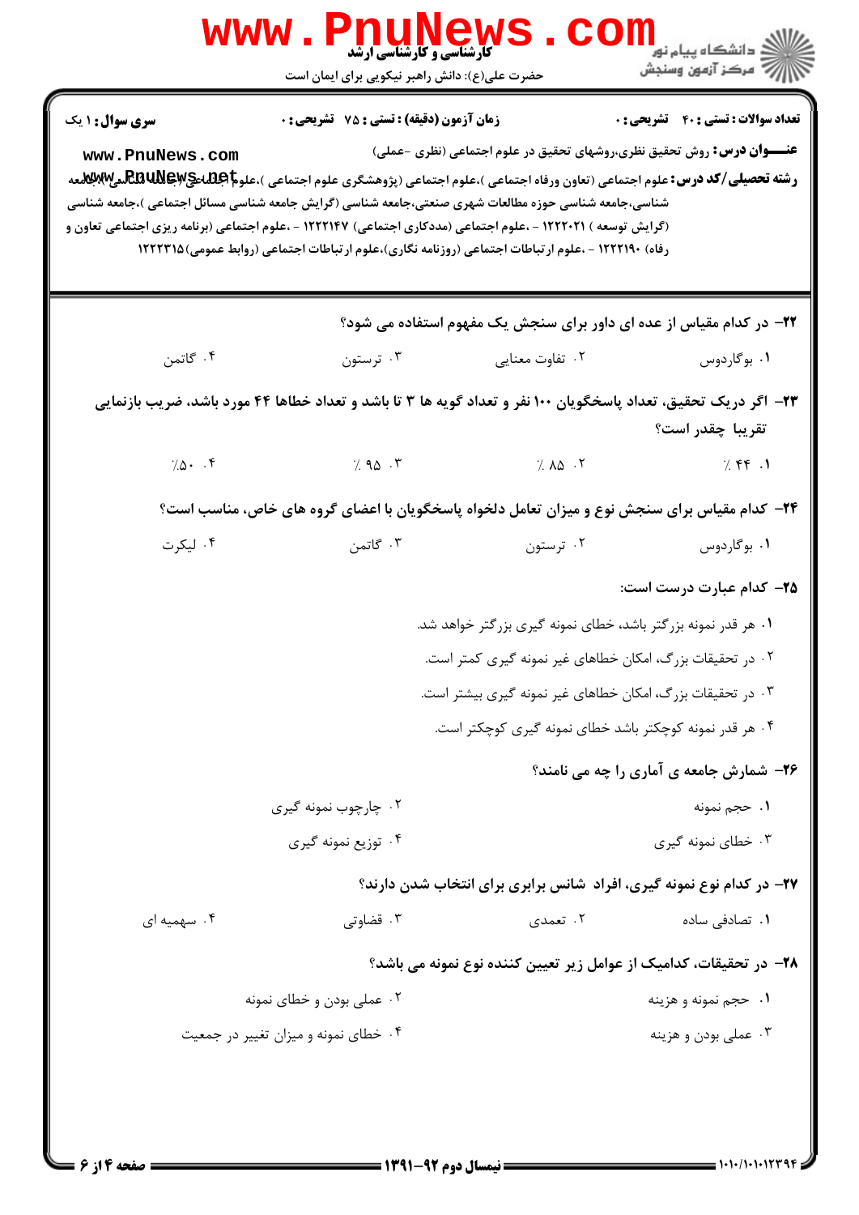**سری سوال:** ۱ یک

**زمان آزمون (دقیقه) : تستی : ۷۵ تشریحی : ۰**

**تعداد سوالات : تستی : ۴۰ تشریحی : ۰**

**عنـــوان درس:** روش تحقیق نظری،روشهای تحقیق در علوم اجتماعی (نظری -عملی)

**رشته تحصیلی/کد درس:** علوم اجتماعی (تعاون ورفاه اجتماعی )،علوم اجتماعی (پژوهشگری علوم اجتماعی )،علوم اجتماعی (جامعه شناسی)،جامعه شناسی،جامعه شناسی حوزه مطالعات شهری صنعتی،جامعه شناسی (گرایش جامعه شناسی مسائل اجتماعی )،جامعه شناسی (گرایش توسعه ) ۱۲۲۲۰۲۱ - ،علوم اجتماعی (مددکاری اجتماعی) ۱۲۲۲۱۴۷ - ،علوم اجتماعی (برنامه ریزی اجتماعی تعاون و رفاه) ۱۲۲۲۱۹۰ - ،علوم ارتباطات اجتماعی (روزنامه نگاری)،علوم ارتباطات اجتماعی (روابط عمومی)۱۲۲۲۳۱۵

۲۲- در کدام مقیاس از عده ای داور برای سنجش یک مفهوم استفاده می شود؟

۱. بوگاردوس ۲. تفاوت معنایی ۳. ترستون ۴. گاتمن

۲۳- اگر دریک تحقیق، تعداد پاسخگویان ۱۰۰ نفر و تعداد گویه ها ۳ تا باشد و تعداد خطاها ۴۴ مورد باشد، ضریب بازنمایی تقریبا چقدر است؟

۱. ٪ ۴۴ ۲. ٪ ۸۵ ۳. ٪ ۹۵ ۴. ٪۵۰

۲۴- کدام مقیاس برای سنجش نوع و میزان تعامل دلخواه پاسخگویان با اعضای گروه های خاص، مناسب است؟

۱. بوگاردوس ۲. ترستون ۳. گاتمن ۴. لیکرت

۲۵- کدام عبارت درست است؟

۱. هر قدر نمونه بزرگتر باشد، خطای نمونه گیری بزرگتر خواهد شد.
۲. در تحقیقات بزرگ، امکان خطاهای غیر نمونه گیری کمتر است.
۳. در تحقیقات بزرگ، امکان خطاهای غیر نمونه گیری بیشتر است.
۴. هر قدر نمونه کوچکتر باشد خطای نمونه گیری کوچکتر است.

۲۶- شمارش جامعه ی آماری را چه می نامند؟

۱. حجم نمونه ۲. چارچوب نمونه گیری
۳. خطای نمونه گیری ۴. توزیع نمونه گیری

۲۷- در کدام نوع نمونه گیری، افراد شانس برابری برای انتخاب شدن دارند؟

۱. تصادفی ساده ۲. تعمدی ۳. قضاوتی ۴. سهمیه ای

۲۸- در تحقیقات، کدامیک از عوامل زیر تعیین کننده نوع نمونه می باشد؟

۱. حجم نمونه و هزینه ۲. عملی بودن و خطای نمونه
۳. عملی بودن و هزینه ۴. خطای نمونه و میزان تغییر در جمعیت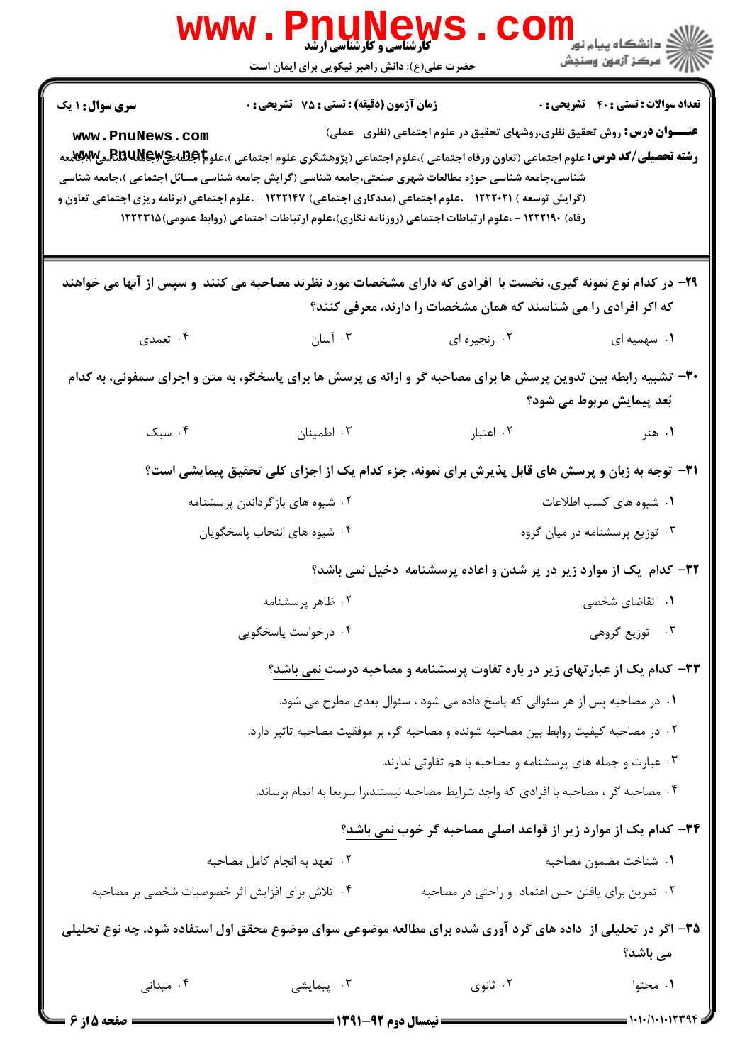**سری سوال:** ۱ یک

**زمان آزمون (دقیقه) : تستی : ۷۵ تشریحی : ۰**

**تعداد سوالات : تستی : ۴۰ تشریحی : ۰**

**عنـــوان درس:** روش تحقیق نظری،روشهای تحقیق در علوم اجتماعی (نظری -عملی)

**رشته تحصیلی/کد درس:** علوم اجتماعی (تعاون ورفاه اجتماعی )،علوم اجتماعی (پژوهشگری علوم اجتماعی )،علوم اجتماعی (جامعه شناسی)،جامعه شناسی،جامعه شناسی حوزه مطالعات شهری صنعتی،جامعه شناسی (گرایش جامعه شناسی مسائل اجتماعی )،جامعه شناسی (گرایش توسعه ) ۱۲۲۲۰۲۱ - ،علوم اجتماعی (مددکاری اجتماعی) ۱۲۲۲۱۴۷ - ،علوم اجتماعی (برنامه ریزی اجتماعی تعاون و رفاه) ۱۲۲۲۱۹۰ - ،علوم ارتباطات اجتماعی (روزنامه نگاری)،علوم ارتباطات اجتماعی (روابط عمومی)۱۲۲۲۳۱۵

**۲۹- در کدام نوع نمونه گیری، نخست با افرادی که دارای مشخصات مورد نظرند مصاحبه می کنند و سپس از آنها می خواهند که اگر افرادی را می شناسند که همان مشخصات را دارند، معرفی کنند؟**

۱. سهمیه ای
۲. زنجیره ای
۳. آسان
۴. تعمدی

**۳۰- تشبیه رابطه بین تدوین پرسش ها برای مصاحبه گر و ارائه ی پرسش ها برای پاسخگو، به متن و اجرای سمفونی، به کدام بُعد پیمایش مربوط می شود؟**

۱. هنر
۲. اعتبار
۳. اطمینان
۴. سبک

**۳۱- توجه به زبان و پرسش های قابل پذیرش برای نمونه، جزء کدام یک از اجزای کلی تحقیق پیمایشی است؟**

۱. شیوه های کسب اطلاعات
۲. شیوه های بازگرداندن پرسشنامه
۳. توزیع پرسشنامه در میان گروه
۴. شیوه های انتخاب پاسخگویان

**۳۲- کدام یک از موارد زیر در پر شدن و اعاده پرسشنامه دخیل نمی باشد؟**

۱. تقاضای شخصی
۲. ظاهر پرسشنامه
۳. توزیع گروهی
۴. درخواست پاسخگویی

**۳۳- کدام یک از عبارتهای زیر در باره تفاوت پرسشنامه و مصاحبه درست نمی باشد؟**

۱. در مصاحبه پس از هر سئوالی که پاسخ داده می شود ، سئوال بعدی مطرح می شود.
۲. در مصاحبه کیفیت روابط بین مصاحبه شونده و مصاحبه گر، بر موفقیت مصاحبه تاثیر دارد.
۳. عبارت و جمله های پرسشنامه و مصاحبه با هم تفاوتی ندارند.
۴. مصاحبه گر ، مصاحبه با افرادی که واجد شرایط مصاحبه نیستند،را سریعا به اتمام برساند.

**۳۴- کدام یک از موارد زیر از قواعد اصلی مصاحبه گر خوب نمی باشد؟**

۱. شناخت مضمون مصاحبه
۲. تعهد به انجام کامل مصاحبه
۳. تمرین برای یافتن حس اعتماد و راحتی در مصاحبه
۴. تلاش برای افزایش اثر خصوصیات شخصی بر مصاحبه

**۳۵- اگر در تحلیلی از داده های گرد آوری شده برای مطالعه موضوعی سوای موضوع محقق اول استفاده شود، چه نوع تحلیلی می باشد؟**

۱. محتوا
۲. ثانوی
۳. پیمایشی
۴. میدانی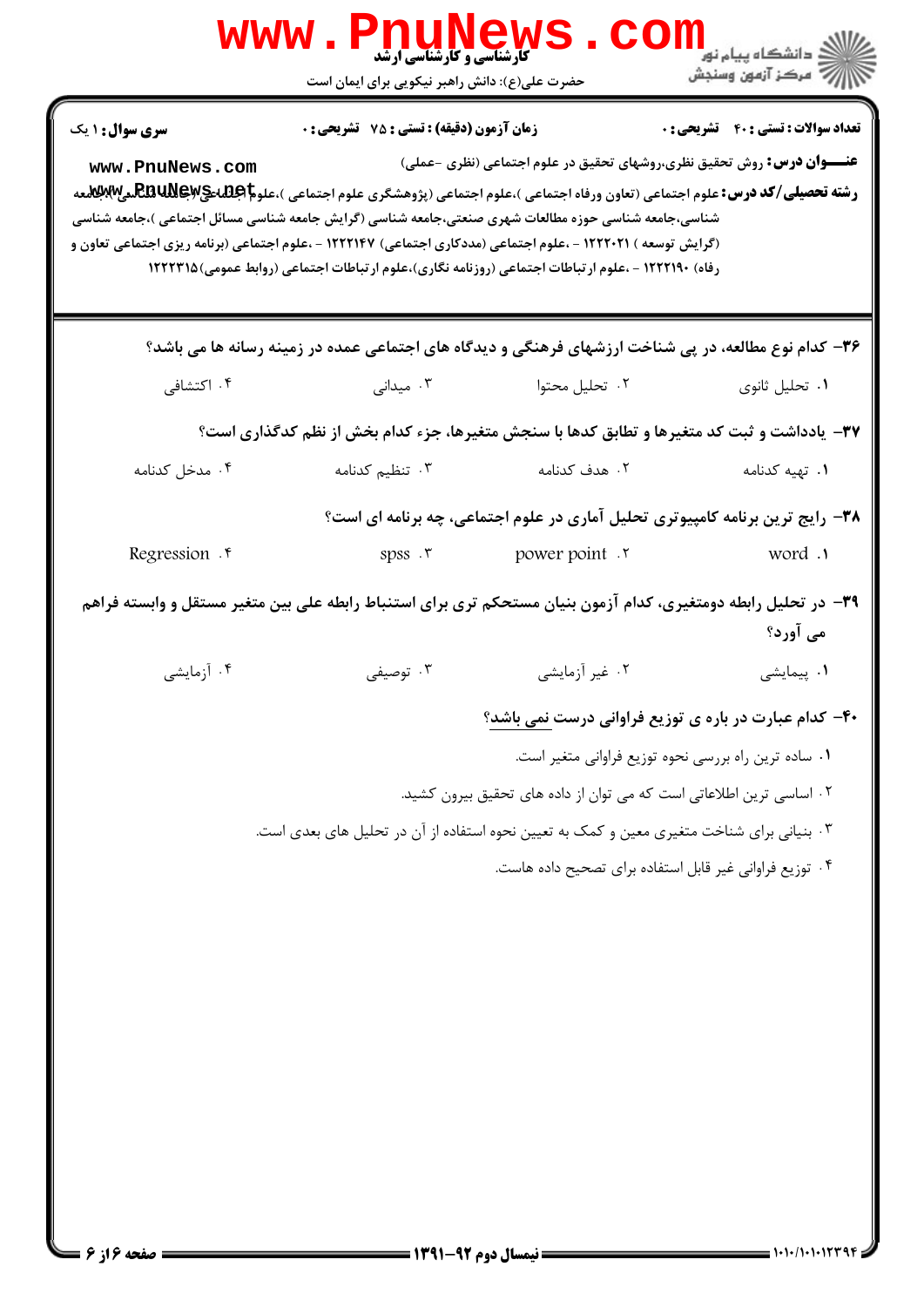**سری سوال:** ۱ یک

**زمان آزمون (دقیقه) : تستی : ۷۵ تشریحی : ۰**

**تعداد سوالات : تستی : ۴۰ تشریحی : ۰**

**عنـــوان درس:** روش تحقیق نظری،روشهای تحقیق در علوم اجتماعی (نظری -عملی)

**رشته تحصیلی/کد درس:** علوم اجتماعی (تعاون ورفاه اجتماعی )،علوم اجتماعی (پژوهشگری علوم اجتماعی )،علوم اجتماعی (جامعه شناسی)،جامعه شناسی،جامعه شناسی حوزه مطالعات شهری صنعتی،جامعه شناسی (گرایش جامعه شناسی مسائل اجتماعی )،جامعه شناسی (گرایش توسعه ) ۱۲۲۲۰۲۱ - ،علوم اجتماعی (مددکاری اجتماعی) ۱۲۲۲۱۴۷ - ،علوم اجتماعی (برنامه ریزی اجتماعی تعاون و رفاه) ۱۲۲۲۱۹۰ - ،علوم ارتباطات اجتماعی (روزنامه نگاری)،علوم ارتباطات اجتماعی (روابط عمومی)۱۲۲۲۳۱۵

**۳۶- کدام نوع مطالعه، در پی شناخت ارزشهای فرهنگی و دیدگاه های اجتماعی عمده در زمینه رسانه ها می باشد؟**

۱. تحلیل ثانوی
۲. تحلیل محتوا
۳. میدانی
۴. اکتشافی

**۳۷- یادداشت و ثبت کد متغیرها و تطابق کدها با سنجش متغیرها، جزء کدام بخش از نظم کدگذاری است؟**

۱. تهیه کدنامه
۲. هدف کدنامه
۳. تنظیم کدنامه
۴. مدخل کدنامه

**۳۸- رایج ترین برنامه کامپیوتری تحلیل آماری در علوم اجتماعی، چه برنامه ای است؟**

۱. word
۲. power point
۳. spss
۴. Regression

**۳۹- در تحلیل رابطه دومتغیری، کدام آزمون بنیان مستحکم تری برای استنباط رابطه علی بین متغیر مستقل و وابسته فراهم می آورد؟**

۱. پیمایشی
۲. غیر آزمایشی
۳. توصیفی
۴. آزمایشی

**۴۰- کدام عبارت در باره ی توزیع فراوانی درست نمی باشد؟**

۱. ساده ترین راه بررسی نحوه توزیع فراوانی متغیر است.
۲. اساسی ترین اطلاعاتی است که می توان از داده های تحقیق بیرون کشید.
۳. بنیانی برای شناخت متغیری معین و کمک به تعیین نحوه استفاده از آن در تحلیل های بعدی است.
۴. توزیع فراوانی غیر قابل استفاده برای تصحیح داده هاست.